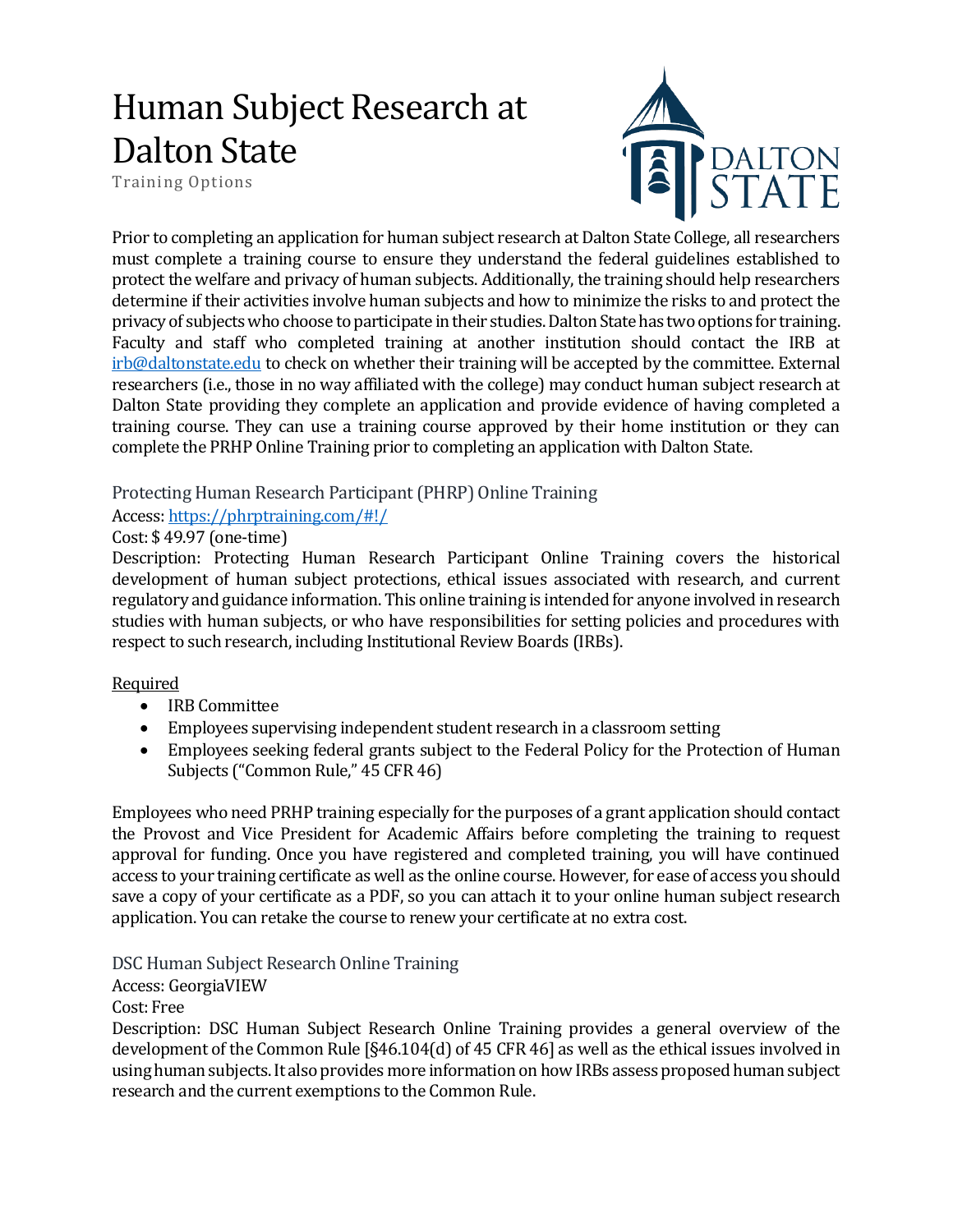# Human Subject Research at Dalton State

Training Options

Prior to completing an application for human subject research at Dalton State College, all researchers must complete a training course to ensure they understand the federal guidelines established to protect the welfare and privacy of human subjects. Additionally, the training should help researchers determine if their activities involve human subjects and how to minimize the risks to and protect the privacy of subjects who choose to participate in their studies. Dalton State has two options for training. Faculty and staff who completed training at another institution should contact the IRB at [irb@daltonstate.edu](mailto:irb@daltonstate.edu) to check on whether their training will be accepted by the committee. External researchers (i.e., those in no way affiliated with the college) may conduct human subject research at Dalton State providing they complete an application and provide evidence of having completed a training course. They can use a training course approved by their home institution or they can complete the PRHP Online Training prior to completing an application with Dalton State.

## Protecting Human Research Participant (PHRP) Online Training

Access: [https://phrptraining.com/#!/](https://phrptraining.com/#!/)

Cost: $ 49.97 (one-time)

Description: Protecting Human Research Participant Online Training covers the historical development of human subject protections, ethical issues associated with research, and current regulatory and guidance information. This online training is intended for anyone involved in research studies with human subjects, or who have responsibilities for setting policies and procedures with respect to such research, including Institutional Review Boards (IRBs).

<u>Required</u>

- IRB Committee
- Employees supervising independent student research in a classroom setting
- Employees seeking federal grants subject to the Federal Policy for the Protection of Human Subjects ("Common Rule," 45 CFR 46)

Employees who need PRHP training especially for the purposes of a grant application should contact the Provost and Vice President for Academic Affairs before completing the training to request approval for funding. Once you have registered and completed training, you will have continued access to your training certificate as well as the online course. However, for ease of access you should save a copy of your certificate as a PDF, so you can attach it to your online human subject research application. You can retake the course to renew your certificate at no extra cost.

## DSC Human Subject Research Online Training

Access: GeorgiaVIEW

Cost: Free

Description: DSC Human Subject Research Online Training provides a general overview of the development of the Common Rule [§46.104(d) of 45 CFR 46] as well as the ethical issues involved in using human subjects. It also provides more information on how IRBs assess proposed human subject research and the current exemptions to the Common Rule.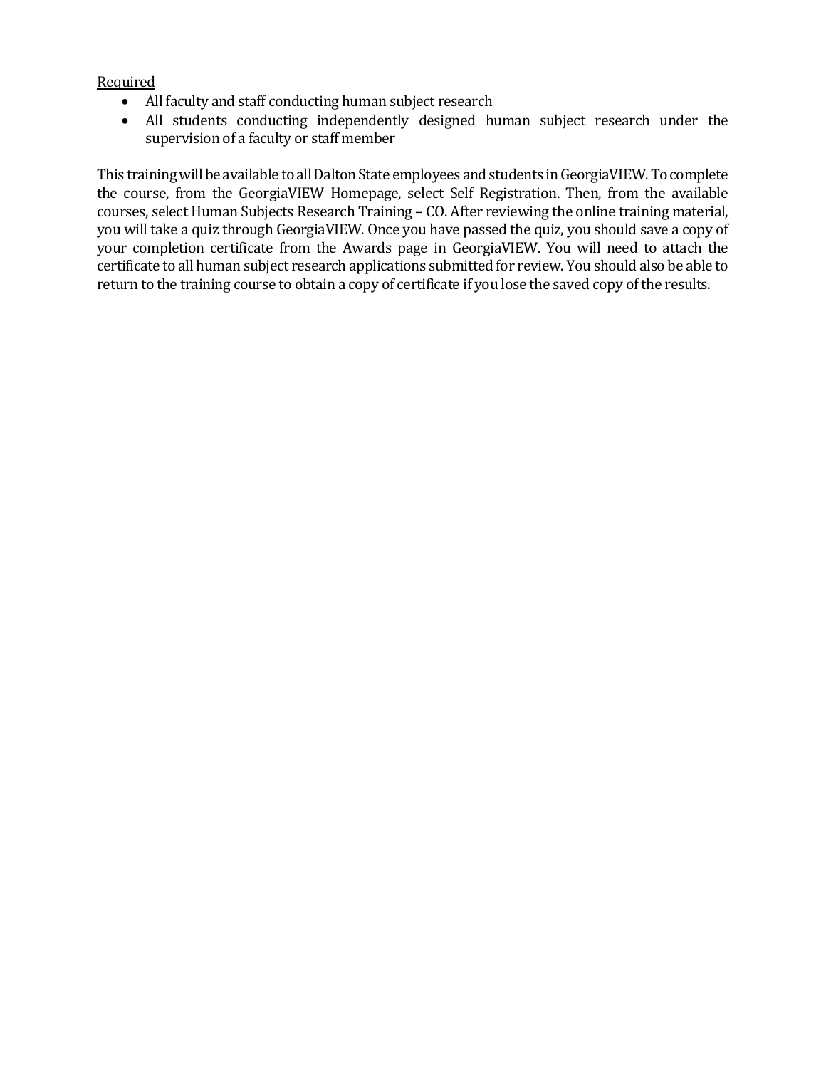<u>Required</u>

- All faculty and staff conducting human subject research
- All students conducting independently designed human subject research under the supervision of a faculty or staff member

This training will be available to all Dalton State employees and students in GeorgiaVIEW. To complete the course, from the GeorgiaVIEW Homepage, select Self Registration. Then, from the available courses, select Human Subjects Research Training – CO. After reviewing the online training material, you will take a quiz through GeorgiaVIEW. Once you have passed the quiz, you should save a copy of your completion certificate from the Awards page in GeorgiaVIEW. You will need to attach the certificate to all human subject research applications submitted for review. You should also be able to return to the training course to obtain a copy of certificate if you lose the saved copy of the results.